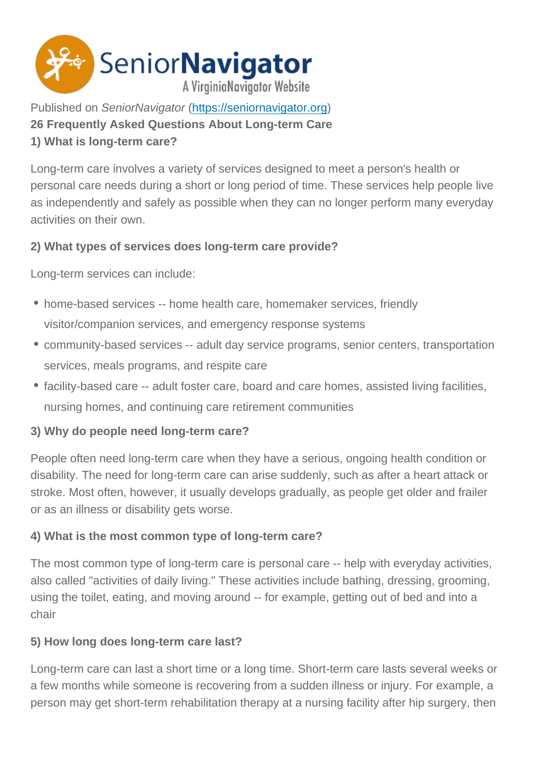SeniorNavigator
A VirginiaNavigator Website

Published on *SeniorNavigator* (https://seniornavigator.org)

# 26 Frequently Asked Questions About Long-term Care

## 1) What is long-term care?

Long-term care involves a variety of services designed to meet a person's health or personal care needs during a short or long period of time. These services help people live as independently and safely as possible when they can no longer perform many everyday activities on their own.

## 2) What types of services does long-term care provide?

Long-term services can include:

- home-based services -- home health care, homemaker services, friendly visitor/companion services, and emergency response systems
- community-based services -- adult day service programs, senior centers, transportation services, meals programs, and respite care
- facility-based care -- adult foster care, board and care homes, assisted living facilities, nursing homes, and continuing care retirement communities

## 3) Why do people need long-term care?

People often need long-term care when they have a serious, ongoing health condition or disability. The need for long-term care can arise suddenly, such as after a heart attack or stroke. Most often, however, it usually develops gradually, as people get older and frailer or as an illness or disability gets worse.

## 4) What is the most common type of long-term care?

The most common type of long-term care is personal care -- help with everyday activities, also called "activities of daily living." These activities include bathing, dressing, grooming, using the toilet, eating, and moving around -- for example, getting out of bed and into a chair

## 5) How long does long-term care last?

Long-term care can last a short time or a long time. Short-term care lasts several weeks or a few months while someone is recovering from a sudden illness or injury. For example, a person may get short-term rehabilitation therapy at a nursing facility after hip surgery, then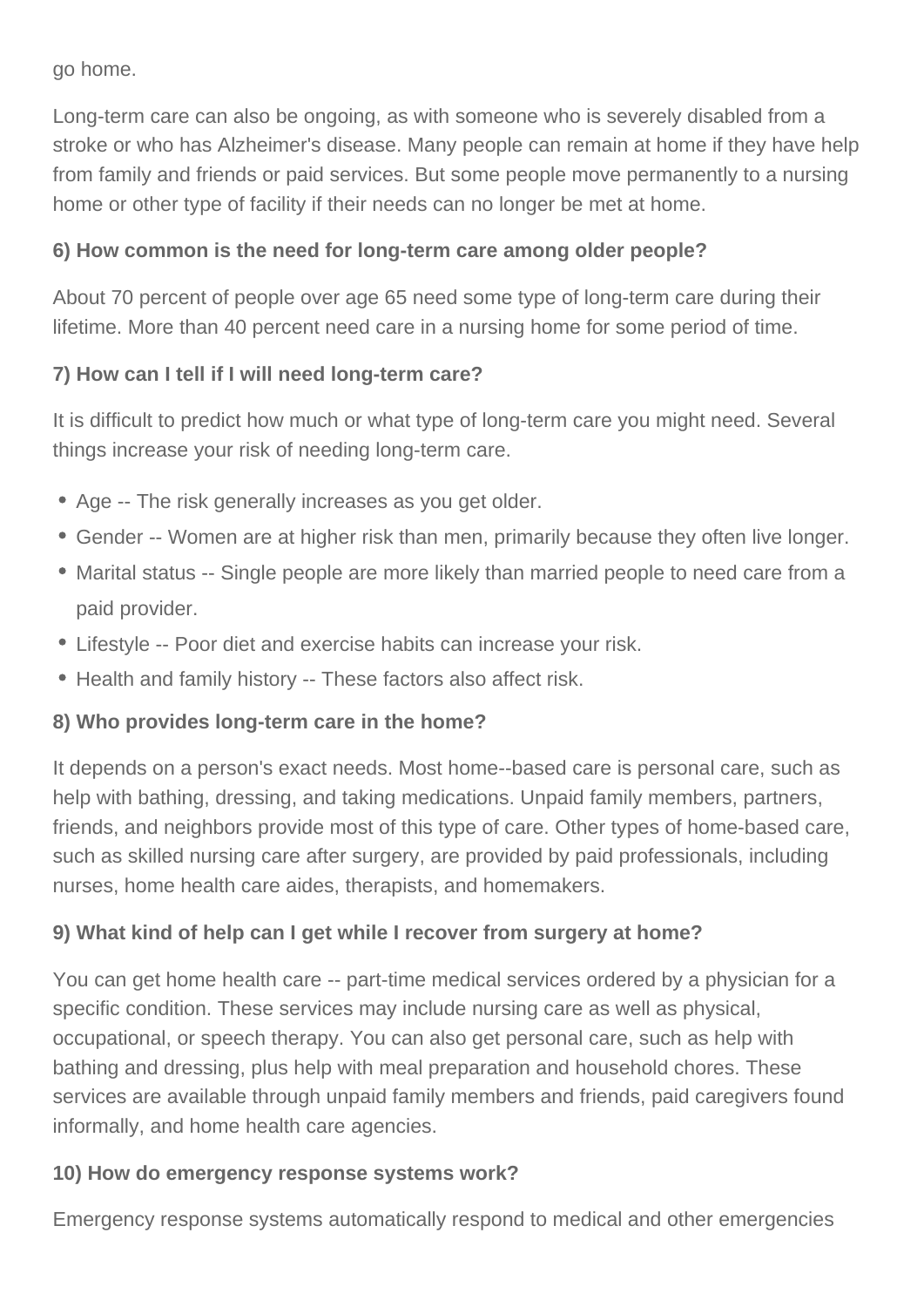go home.

Long-term care can also be ongoing, as with someone who is severely disabled from a stroke or who has Alzheimer's disease. Many people can remain at home if they have help from family and friends or paid services. But some people move permanently to a nursing home or other type of facility if their needs can no longer be met at home.

**6) How common is the need for long-term care among older people?**

About 70 percent of people over age 65 need some type of long-term care during their lifetime. More than 40 percent need care in a nursing home for some period of time.

**7) How can I tell if I will need long-term care?**

It is difficult to predict how much or what type of long-term care you might need. Several things increase your risk of needing long-term care.

- Age -- The risk generally increases as you get older.
- Gender -- Women are at higher risk than men, primarily because they often live longer.
- Marital status -- Single people are more likely than married people to need care from a paid provider.
- Lifestyle -- Poor diet and exercise habits can increase your risk.
- Health and family history -- These factors also affect risk.

**8) Who provides long-term care in the home?**

It depends on a person's exact needs. Most home--based care is personal care, such as help with bathing, dressing, and taking medications. Unpaid family members, partners, friends, and neighbors provide most of this type of care. Other types of home-based care, such as skilled nursing care after surgery, are provided by paid professionals, including nurses, home health care aides, therapists, and homemakers.

**9) What kind of help can I get while I recover from surgery at home?**

You can get home health care -- part-time medical services ordered by a physician for a specific condition. These services may include nursing care as well as physical, occupational, or speech therapy. You can also get personal care, such as help with bathing and dressing, plus help with meal preparation and household chores. These services are available through unpaid family members and friends, paid caregivers found informally, and home health care agencies.

**10) How do emergency response systems work?**

Emergency response systems automatically respond to medical and other emergencies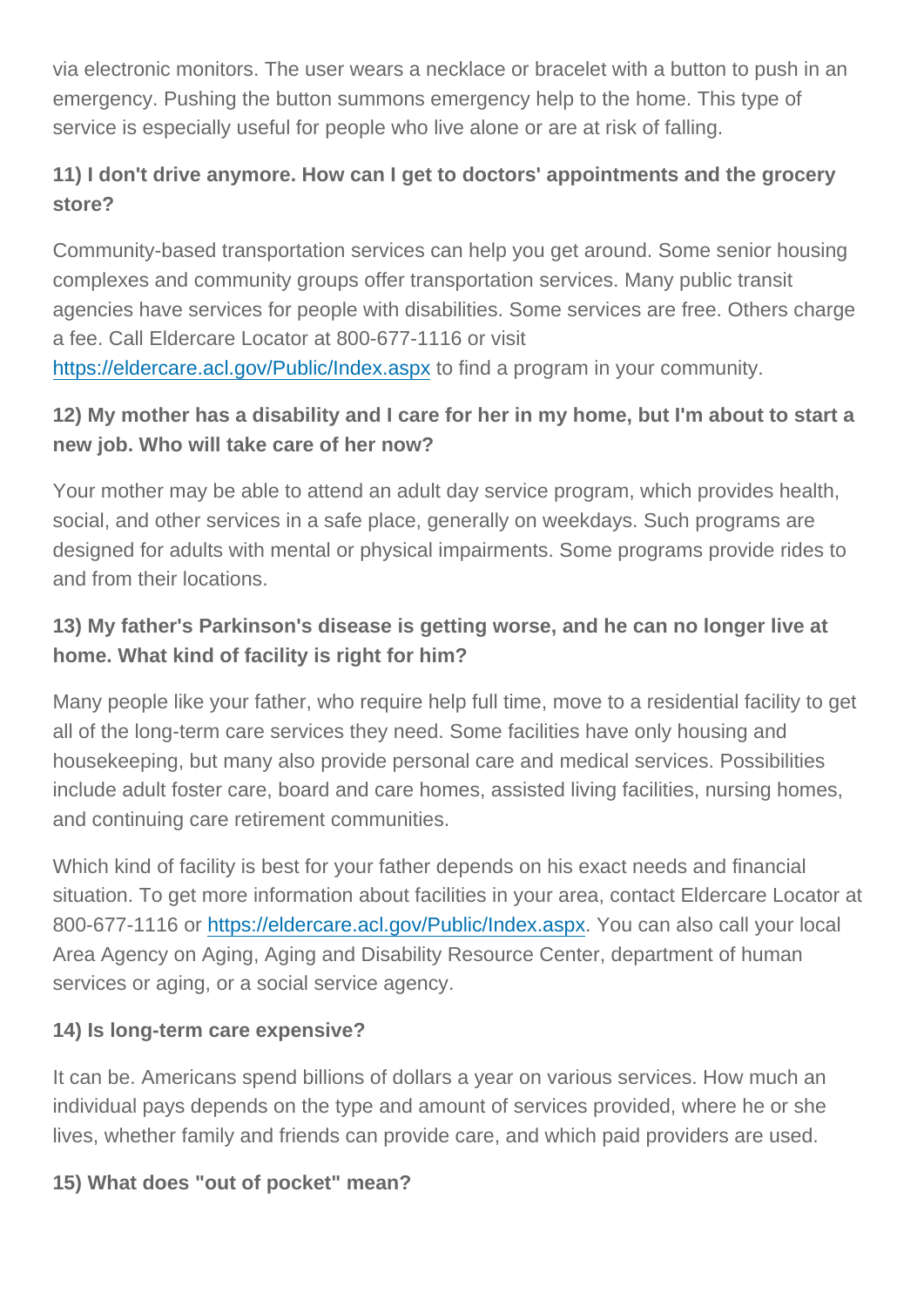via electronic monitors. The user wears a necklace or bracelet with a button to push in an emergency. Pushing the button summons emergency help to the home. This type of service is especially useful for people who live alone or are at risk of falling.

### 11) I don't drive anymore. How can I get to doctors' appointments and the grocery store?

Community-based transportation services can help you get around. Some senior housing complexes and community groups offer transportation services. Many public transit agencies have services for people with disabilities. Some services are free. Others charge a fee. Call Eldercare Locator at 800-677-1116 or visit [https://eldercare.acl.gov/Public/Index.aspx](https://eldercare.acl.gov/Public/Index.aspx) to find a program in your community.

### 12) My mother has a disability and I care for her in my home, but I'm about to start a new job. Who will take care of her now?

Your mother may be able to attend an adult day service program, which provides health, social, and other services in a safe place, generally on weekdays. Such programs are designed for adults with mental or physical impairments. Some programs provide rides to and from their locations.

### 13) My father's Parkinson's disease is getting worse, and he can no longer live at home. What kind of facility is right for him?

Many people like your father, who require help full time, move to a residential facility to get all of the long-term care services they need. Some facilities have only housing and housekeeping, but many also provide personal care and medical services. Possibilities include adult foster care, board and care homes, assisted living facilities, nursing homes, and continuing care retirement communities.

Which kind of facility is best for your father depends on his exact needs and financial situation. To get more information about facilities in your area, contact Eldercare Locator at 800-677-1116 or [https://eldercare.acl.gov/Public/Index.aspx](https://eldercare.acl.gov/Public/Index.aspx). You can also call your local Area Agency on Aging, Aging and Disability Resource Center, department of human services or aging, or a social service agency.

### 14) Is long-term care expensive?

It can be. Americans spend billions of dollars a year on various services. How much an individual pays depends on the type and amount of services provided, where he or she lives, whether family and friends can provide care, and which paid providers are used.

### 15) What does "out of pocket" mean?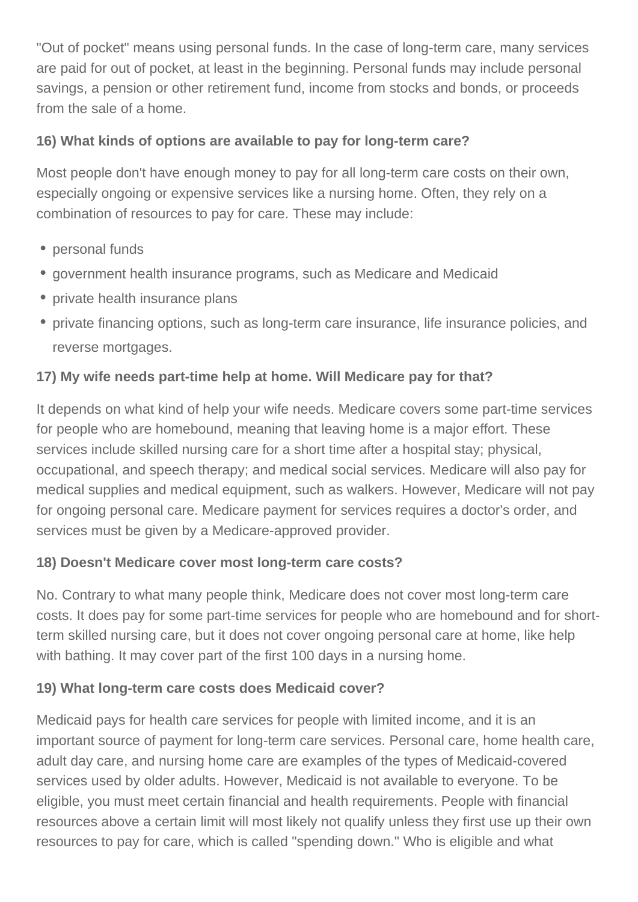"Out of pocket" means using personal funds. In the case of long-term care, many services are paid for out of pocket, at least in the beginning. Personal funds may include personal savings, a pension or other retirement fund, income from stocks and bonds, or proceeds from the sale of a home.

**16) What kinds of options are available to pay for long-term care?**

Most people don't have enough money to pay for all long-term care costs on their own, especially ongoing or expensive services like a nursing home. Often, they rely on a combination of resources to pay for care. These may include:

- personal funds
- government health insurance programs, such as Medicare and Medicaid
- private health insurance plans
- private financing options, such as long-term care insurance, life insurance policies, and reverse mortgages.

**17) My wife needs part-time help at home. Will Medicare pay for that?**

It depends on what kind of help your wife needs. Medicare covers some part-time services for people who are homebound, meaning that leaving home is a major effort. These services include skilled nursing care for a short time after a hospital stay; physical, occupational, and speech therapy; and medical social services. Medicare will also pay for medical supplies and medical equipment, such as walkers. However, Medicare will not pay for ongoing personal care. Medicare payment for services requires a doctor's order, and services must be given by a Medicare-approved provider.

**18) Doesn't Medicare cover most long-term care costs?**

No. Contrary to what many people think, Medicare does not cover most long-term care costs. It does pay for some part-time services for people who are homebound and for short-term skilled nursing care, but it does not cover ongoing personal care at home, like help with bathing. It may cover part of the first 100 days in a nursing home.

**19) What long-term care costs does Medicaid cover?**

Medicaid pays for health care services for people with limited income, and it is an important source of payment for long-term care services. Personal care, home health care, adult day care, and nursing home care are examples of the types of Medicaid-covered services used by older adults. However, Medicaid is not available to everyone. To be eligible, you must meet certain financial and health requirements. People with financial resources above a certain limit will most likely not qualify unless they first use up their own resources to pay for care, which is called "spending down." Who is eligible and what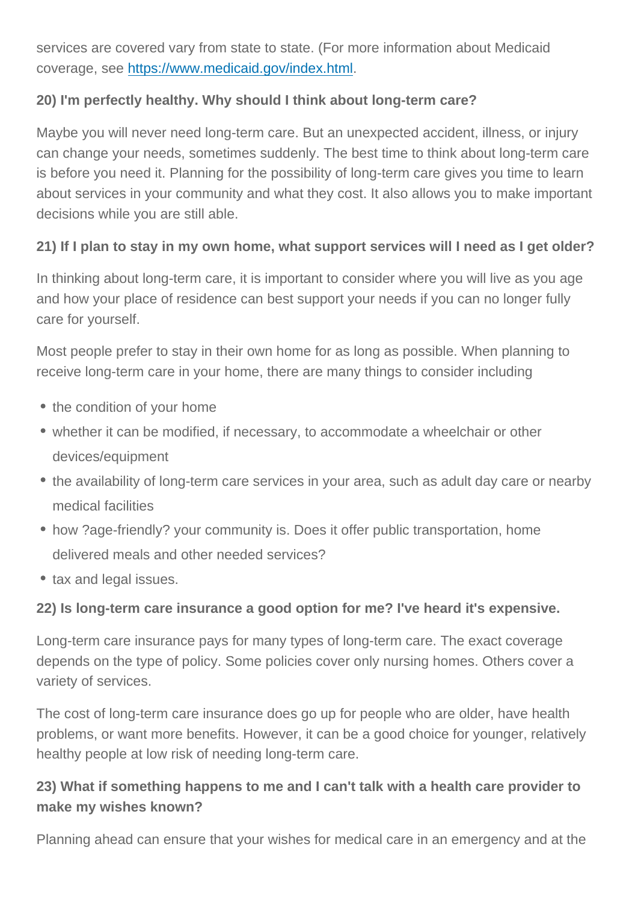services are covered vary from state to state. (For more information about Medicaid coverage, see [https://www.medicaid.gov/index.html](https://www.medicaid.gov/index.html).

**20) I'm perfectly healthy. Why should I think about long-term care?**

Maybe you will never need long-term care. But an unexpected accident, illness, or injury can change your needs, sometimes suddenly. The best time to think about long-term care is before you need it. Planning for the possibility of long-term care gives you time to learn about services in your community and what they cost. It also allows you to make important decisions while you are still able.

**21) If I plan to stay in my own home, what support services will I need as I get older?**

In thinking about long-term care, it is important to consider where you will live as you age and how your place of residence can best support your needs if you can no longer fully care for yourself.

Most people prefer to stay in their own home for as long as possible. When planning to receive long-term care in your home, there are many things to consider including

- the condition of your home
- whether it can be modified, if necessary, to accommodate a wheelchair or other devices/equipment
- the availability of long-term care services in your area, such as adult day care or nearby medical facilities
- how ?age-friendly? your community is. Does it offer public transportation, home delivered meals and other needed services?
- tax and legal issues.

**22) Is long-term care insurance a good option for me? I've heard it's expensive.**

Long-term care insurance pays for many types of long-term care. The exact coverage depends on the type of policy. Some policies cover only nursing homes. Others cover a variety of services.

The cost of long-term care insurance does go up for people who are older, have health problems, or want more benefits. However, it can be a good choice for younger, relatively healthy people at low risk of needing long-term care.

**23) What if something happens to me and I can't talk with a health care provider to make my wishes known?**

Planning ahead can ensure that your wishes for medical care in an emergency and at the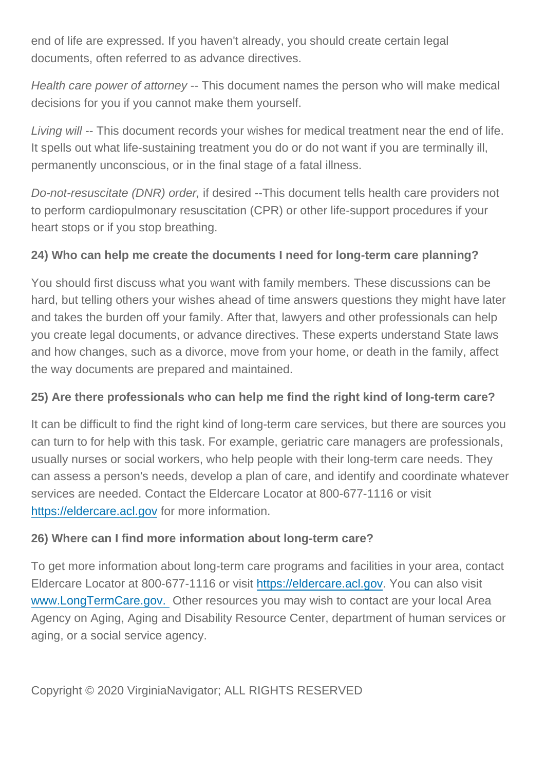end of life are expressed. If you haven't already, you should create certain legal documents, often referred to as advance directives.

*Health care power of attorney* -- This document names the person who will make medical decisions for you if you cannot make them yourself.

*Living will* -- This document records your wishes for medical treatment near the end of life. It spells out what life-sustaining treatment you do or do not want if you are terminally ill, permanently unconscious, or in the final stage of a fatal illness.

*Do-not-resuscitate (DNR) order,* if desired --This document tells health care providers not to perform cardiopulmonary resuscitation (CPR) or other life-support procedures if your heart stops or if you stop breathing.

**24) Who can help me create the documents I need for long-term care planning?**

You should first discuss what you want with family members. These discussions can be hard, but telling others your wishes ahead of time answers questions they might have later and takes the burden off your family. After that, lawyers and other professionals can help you create legal documents, or advance directives. These experts understand State laws and how changes, such as a divorce, move from your home, or death in the family, affect the way documents are prepared and maintained.

**25) Are there professionals who can help me find the right kind of long-term care?**

It can be difficult to find the right kind of long-term care services, but there are sources you can turn to for help with this task. For example, geriatric care managers are professionals, usually nurses or social workers, who help people with their long-term care needs. They can assess a person's needs, develop a plan of care, and identify and coordinate whatever services are needed. Contact the Eldercare Locator at 800-677-1116 or visit [https://eldercare.acl.gov](https://eldercare.acl.gov) for more information.

**26) Where can I find more information about long-term care?**

To get more information about long-term care programs and facilities in your area, contact Eldercare Locator at 800-677-1116 or visit [https://eldercare.acl.gov](https://eldercare.acl.gov). You can also visit [www.LongTermCare.gov.](http://www.LongTermCare.gov) Other resources you may wish to contact are your local Area Agency on Aging, Aging and Disability Resource Center, department of human services or aging, or a social service agency.

Copyright © 2020 VirginiaNavigator; ALL RIGHTS RESERVED